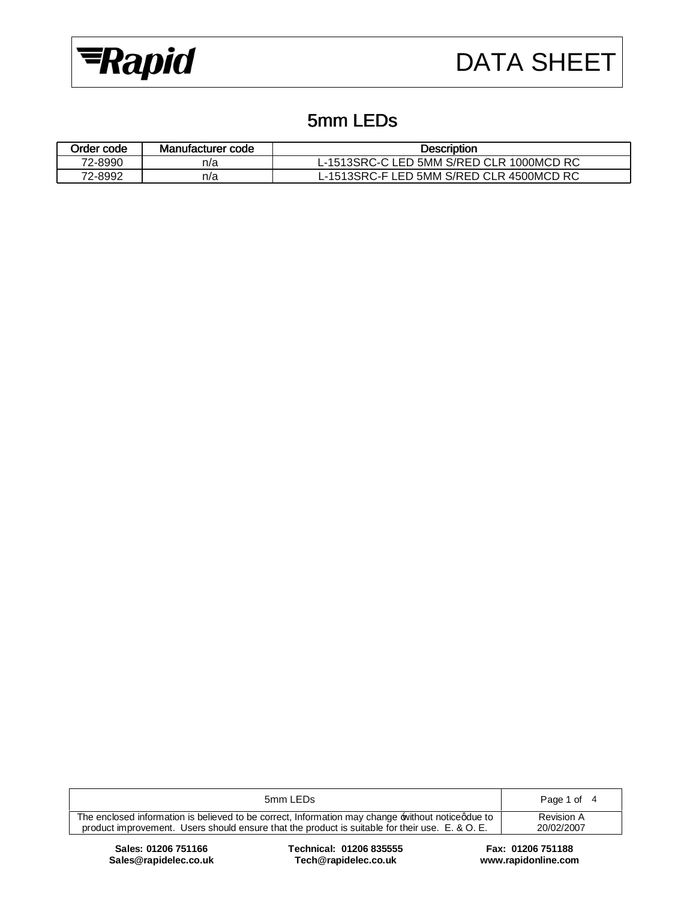# DATA SHEET

## 5mm LEDs

| Order code | Manufacturer code | Description |
|---|---|---|
| 72-8990 | n/a | L-1513SRC-C LED 5MM S/RED CLR 1000MCD RC |
| 72-8992 | n/a | L-1513SRC-F LED 5MM S/RED CLR 4500MCD RC |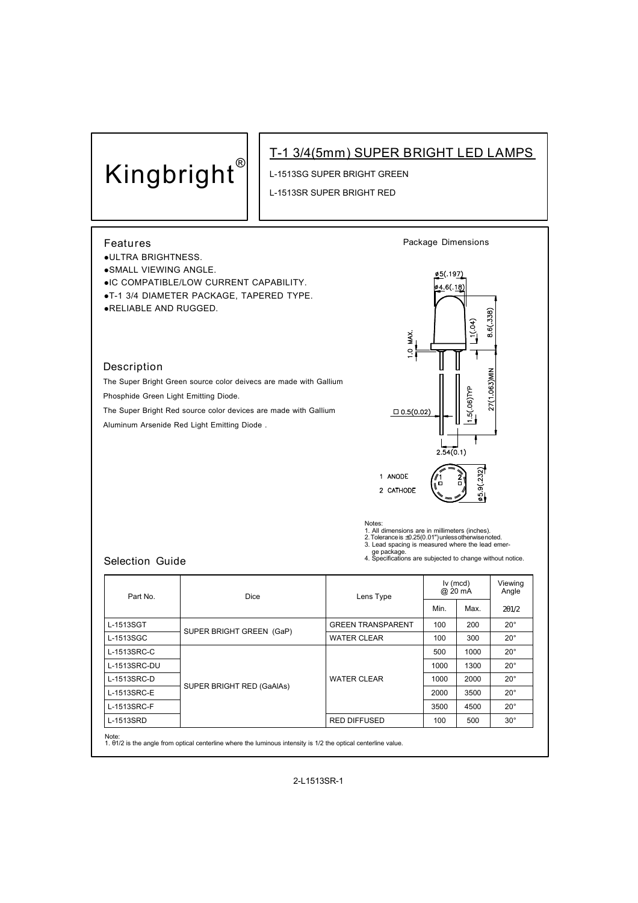Kingbright®

# T-1 3/4(5mm) SUPER BRIGHT LED LAMPS

L-1513SG SUPER BRIGHT GREEN

L-1513SR SUPER BRIGHT RED

## Features

- ULTRA BRIGHTNESS.
- SMALL VIEWING ANGLE.
- IC COMPATIBLE/LOW CURRENT CAPABILITY.
- T-1 3/4 DIAMETER PACKAGE, TAPERED TYPE.
- RELIABLE AND RUGGED.

## Description

The Super Bright Green source color deivecs are made with Gallium Phosphide Green Light Emitting Diode.

The Super Bright Red source color devices are made with Gallium Aluminum Arsenide Red Light Emitting Diode .

## Package Dimensions

ø5(.197)
ø4.6(.18)
8.6(.338)
1(.04)
1.0 MAX.
27(1.063)MIN
1.5(.06)TYP
□ 0.5(0.02)
2.54(0.1)
ø5.9(.232)

1 ANODE
2 CATHODE

Notes:
1. All dimensions are in millimeters (inches).
2. Tolerance is ±0.25(0.01")unless otherwise noted.
3. Lead spacing is measured where the lead emerge package.
4. Specifications are subjected to change without notice.

## Selection Guide

| Part No. | Dice | Lens Type | Iv (mcd) @ 20 mA | | Viewing Angle |
|---|---|---|---|---|---|
| | | | Min. | Max. | 2θ1/2 |
| L-1513SGT | SUPER BRIGHT GREEN (GaP) | GREEN TRANSPARENT | 100 | 200 | 20° |
| L-1513SGC | | WATER CLEAR | 100 | 300 | 20° |
| L-1513SRC-C | SUPER BRIGHT RED (GaAlAs) | WATER CLEAR | 500 | 1000 | 20° |
| L-1513SRC-DU | | | 1000 | 1300 | 20° |
| L-1513SRC-D | | | 1000 | 2000 | 20° |
| L-1513SRC-E | | | 2000 | 3500 | 20° |
| L-1513SRC-F | | | 3500 | 4500 | 20° |
| L-1513SRD | | RED DIFFUSED | 100 | 500 | 30° |

Note:
1. θ1/2 is the angle from optical centerline where the luminous intensity is 1/2 the optical centerline value.

2-L1513SR-1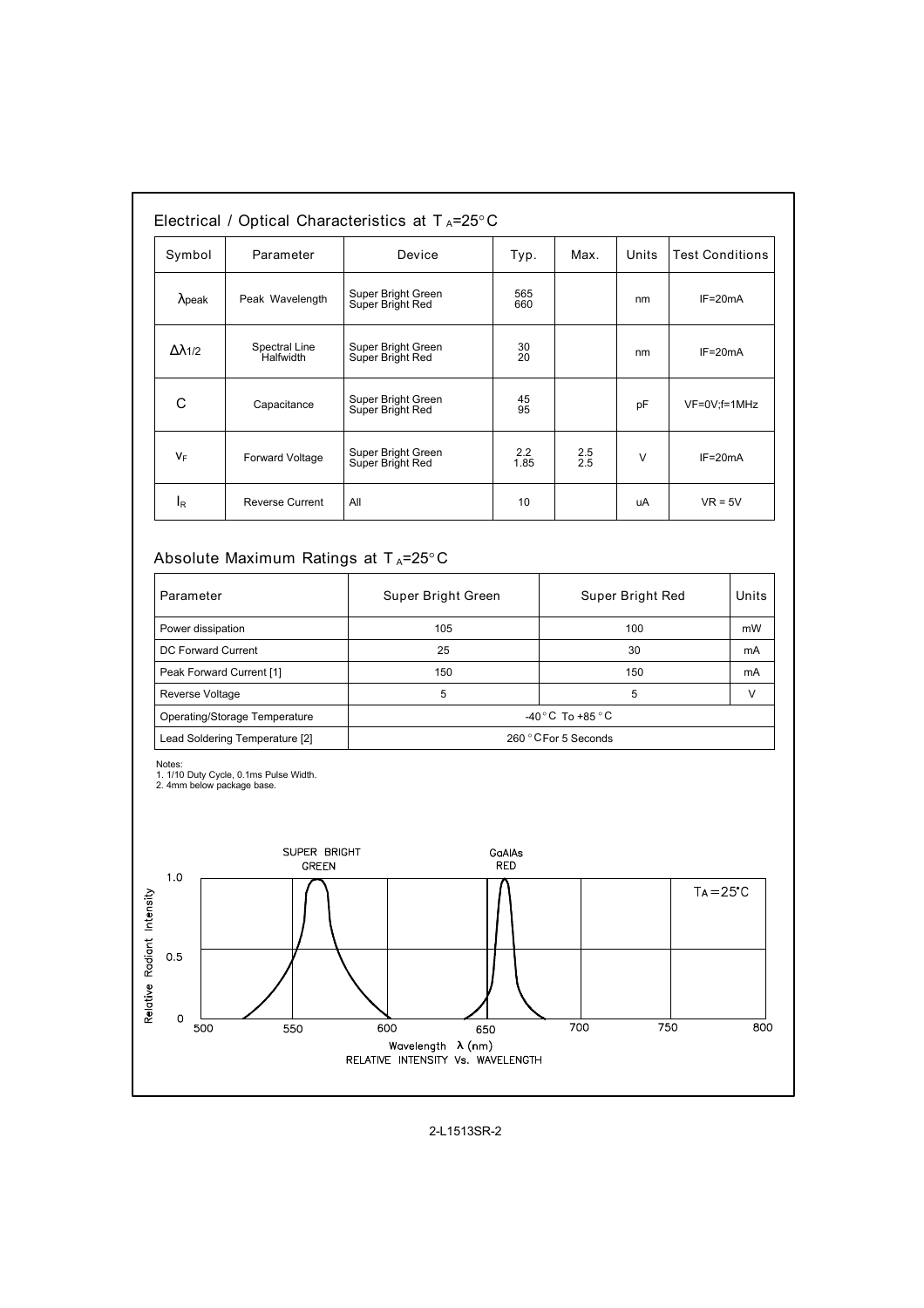## Electrical / Optical Characteristics at $T_A$=25°C

| Symbol | Parameter | Device | Typ. | Max. | Units | Test Conditions |
|---|---|---|---|---|---|---|
| $\lambda_{peak}$ | Peak Wavelength | Super Bright Green<br>Super Bright Red | 565<br>660 | | nm | IF=20mA |
| $\Delta\lambda_{1/2}$ | Spectral Line Halfwidth | Super Bright Green<br>Super Bright Red | 30<br>20 | | nm | IF=20mA |
| C | Capacitance | Super Bright Green<br>Super Bright Red | 45<br>95 | | pF | VF=0V;f=1MHz |
| $V_F$ | Forward Voltage | Super Bright Green<br>Super Bright Red | 2.2<br>1.85 | 2.5<br>2.5 | V | IF=20mA |
| $I_R$ | Reverse Current | All | 10 | | uA | VR = 5V |

## Absolute Maximum Ratings at $T_A$=25°C

| Parameter | Super Bright Green | Super Bright Red | Units |
|---|---|---|---|
| Power dissipation | 105 | 100 | mW |
| DC Forward Current | 25 | 30 | mA |
| Peak Forward Current [1] | 150 | 150 | mA |
| Reverse Voltage | 5 | 5 | V |
| Operating/Storage Temperature | -40°C To +85°C | | |
| Lead Soldering Temperature [2] | 260°C For 5 Seconds | | |

Notes:
1. 1/10 Duty Cycle, 0.1ms Pulse Width.
2. 4mm below package base.

SUPER BRIGHT GREEN | GaAlAs RED | $T_A$=25°C

Relative Radiant Intensity (0, 0.5, 1.0) vs. Wavelength λ (nm) (500, 550, 600, 650, 700, 750, 800)

RELATIVE INTENSITY Vs. WAVELENGTH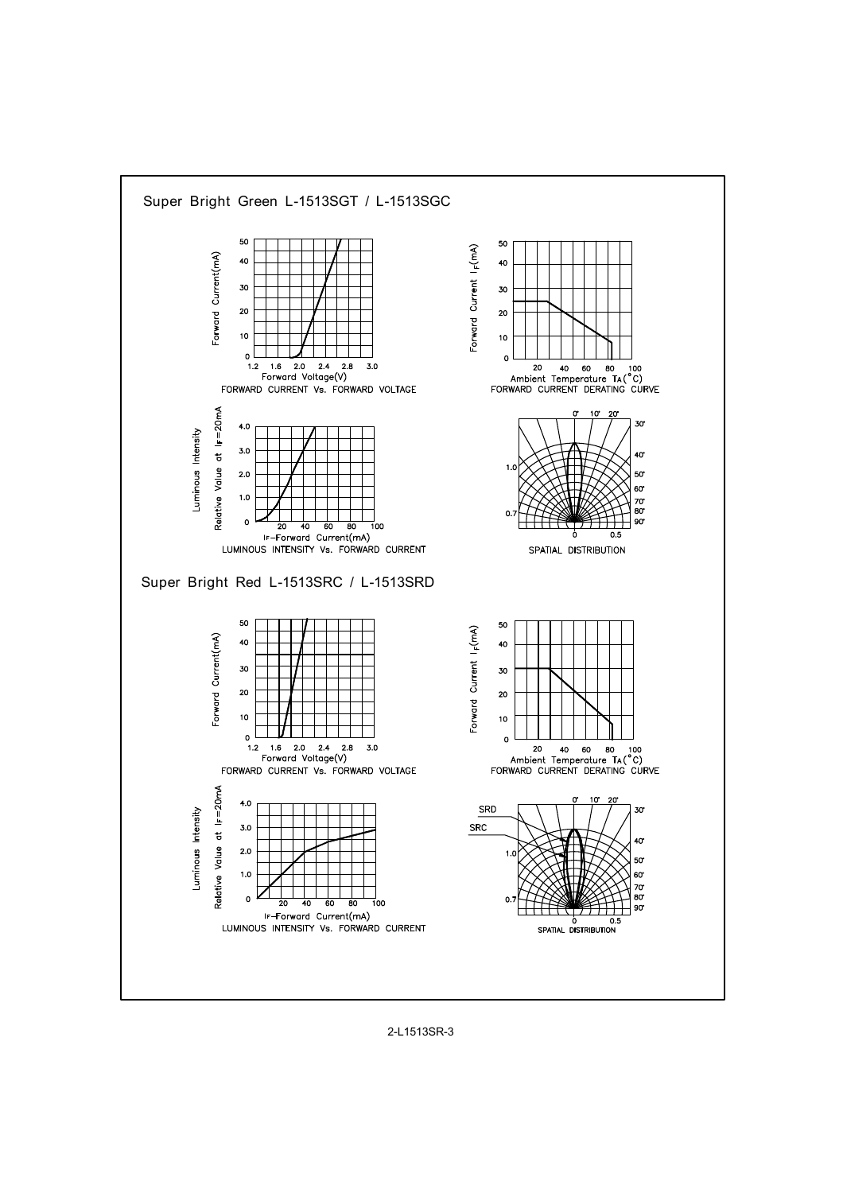## Super Bright Green L-1513SGT / L-1513SGC

Forward Current(mA)

50
40
30
20
10
0

1.2 1.6 2.0 2.4 2.8 3.0

Forward Voltage(V)

FORWARD CURRENT Vs. FORWARD VOLTAGE

Forward Current $I_F$(mA)

50
40
30
20
10
0

20 40 60 80 100

Ambient Temperature $T_A$(°C)

FORWARD CURRENT DERATING CURVE

Luminous Intensity

Relative Value at $I_F$=20mA

4.0
3.0
2.0
1.0
0

20 40 60 80 100

$I_F$–Forward Current(mA)

LUMINOUS INTENSITY Vs. FORWARD CURRENT

0° 10° 20° 30° 40° 50° 60° 70° 80° 90°

1.0
0.7

0 0.5

SPATIAL DISTRIBUTION

## Super Bright Red L-1513SRC / L-1513SRD

Forward Current(mA)

50
40
30
20
10
0

1.2 1.6 2.0 2.4 2.8 3.0

Forward Voltage(V)

FORWARD CURRENT Vs. FORWARD VOLTAGE

Forward Current $I_F$(mA)

50
40
30
20
10
0

20 40 60 80 100

Ambient Temperature $T_A$(°C)

FORWARD CURRENT DERATING CURVE

Luminous Intensity

Relative Value at $I_F$=20mA

4.0
3.0
2.0
1.0
0

20 40 60 80 100

$I_F$–Forward Current(mA)

LUMINOUS INTENSITY Vs. FORWARD CURRENT

SRD
SRC

0° 10° 20° 30° 40° 50° 60° 70° 80° 90°

1.0
0.7

0 0.5

SPATIAL DISTRIBUTION

2-L1513SR-3